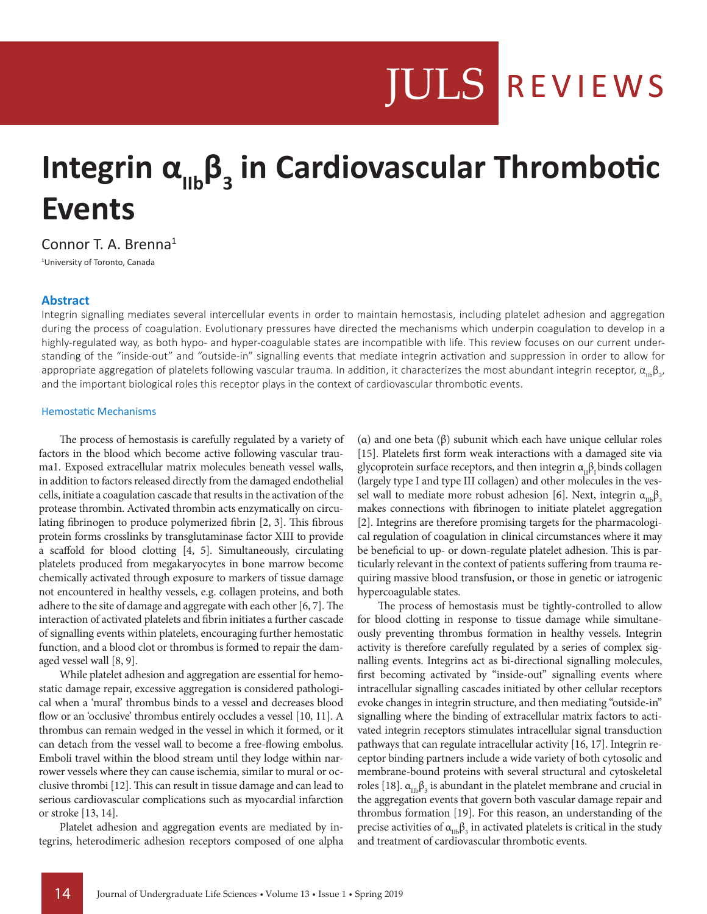# Integrin $\alpha_{IIb}\beta_3$ in Cardiovascular Thrombotic Events

Connor T. A. Brenna[1]

[1]University of Toronto, Canada

## Abstract

Integrin signalling mediates several intercellular events in order to maintain hemostasis, including platelet adhesion and aggregation during the process of coagulation. Evolutionary pressures have directed the mechanisms which underpin coagulation to develop in a highly-regulated way, as both hypo- and hyper-coagulable states are incompatible with life. This review focuses on our current understanding of the "inside-out" and "outside-in" signalling events that mediate integrin activation and suppression in order to allow for appropriate aggregation of platelets following vascular trauma. In addition, it characterizes the most abundant integrin receptor, $\alpha_{IIb}\beta_3$, and the important biological roles this receptor plays in the context of cardiovascular thrombotic events.

## Hemostatic Mechanisms

The process of hemostasis is carefully regulated by a variety of factors in the blood which become active following vascular trauma1. Exposed extracellular matrix molecules beneath vessel walls, in addition to factors released directly from the damaged endothelial cells, initiate a coagulation cascade that results in the activation of the protease thrombin. Activated thrombin acts enzymatically on circulating fibrinogen to produce polymerized fibrin [2, 3]. This fibrous protein forms crosslinks by transglutaminase factor XIII to provide a scaffold for blood clotting [4, 5]. Simultaneously, circulating platelets produced from megakaryocytes in bone marrow become chemically activated through exposure to markers of tissue damage not encountered in healthy vessels, e.g. collagen proteins, and both adhere to the site of damage and aggregate with each other [6, 7]. The interaction of activated platelets and fibrin initiates a further cascade of signalling events within platelets, encouraging further hemostatic function, and a blood clot or thrombus is formed to repair the damaged vessel wall [8, 9].

While platelet adhesion and aggregation are essential for hemostatic damage repair, excessive aggregation is considered pathological when a 'mural' thrombus binds to a vessel and decreases blood flow or an 'occlusive' thrombus entirely occludes a vessel [10, 11]. A thrombus can remain wedged in the vessel in which it formed, or it can detach from the vessel wall to become a free-flowing embolus. Emboli travel within the blood stream until they lodge within narrower vessels where they can cause ischemia, similar to mural or occlusive thrombi [12]. This can result in tissue damage and can lead to serious cardiovascular complications such as myocardial infarction or stroke [13, 14].

Platelet adhesion and aggregation events are mediated by integrins, heterodimeric adhesion receptors composed of one alpha (α) and one beta (β) subunit which each have unique cellular roles [15]. Platelets first form weak interactions with a damaged site via glycoprotein surface receptors, and then integrin $\alpha_{II}\beta_1$ binds collagen (largely type I and type III collagen) and other molecules in the vessel wall to mediate more robust adhesion [6]. Next, integrin $\alpha_{IIb}\beta_3$ makes connections with fibrinogen to initiate platelet aggregation [2]. Integrins are therefore promising targets for the pharmacological regulation of coagulation in clinical circumstances where it may be beneficial to up- or down-regulate platelet adhesion. This is particularly relevant in the context of patients suffering from trauma requiring massive blood transfusion, or those in genetic or iatrogenic hypercoagulable states.

The process of hemostasis must be tightly-controlled to allow for blood clotting in response to tissue damage while simultaneously preventing thrombus formation in healthy vessels. Integrin activity is therefore carefully regulated by a series of complex signalling events. Integrins act as bi-directional signalling molecules, first becoming activated by "inside-out" signalling events where intracellular signalling cascades initiated by other cellular receptors evoke changes in integrin structure, and then mediating "outside-in" signalling where the binding of extracellular matrix factors to activated integrin receptors stimulates intracellular signal transduction pathways that can regulate intracellular activity [16, 17]. Integrin receptor binding partners include a wide variety of both cytosolic and membrane-bound proteins with several structural and cytoskeletal roles [18]. $\alpha_{IIb}\beta_3$ is abundant in the platelet membrane and crucial in the aggregation events that govern both vascular damage repair and thrombus formation [19]. For this reason, an understanding of the precise activities of $\alpha_{IIb}\beta_3$ in activated platelets is critical in the study and treatment of cardiovascular thrombotic events.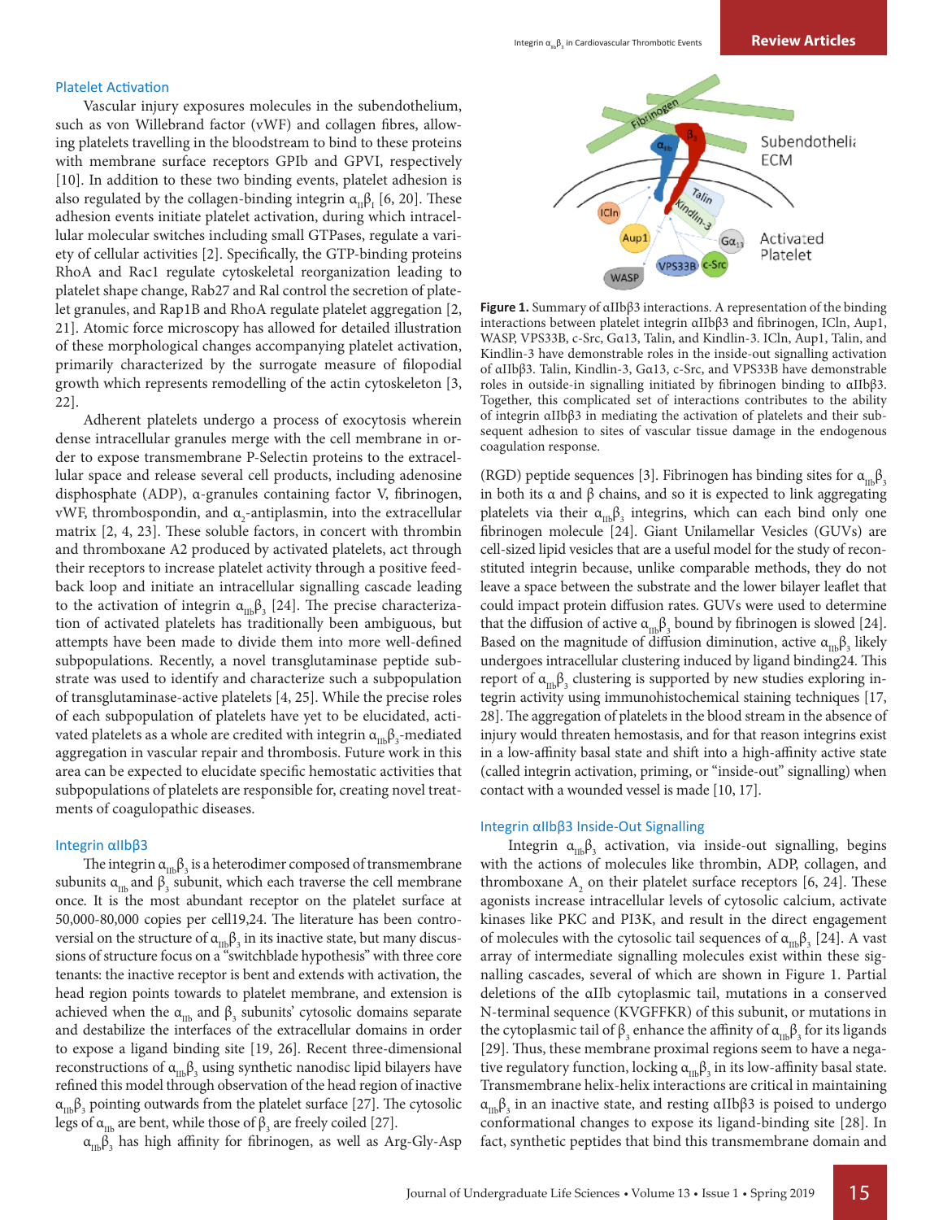## Platelet Activation

Vascular injury exposures molecules in the subendothelium, such as von Willebrand factor (vWF) and collagen fibres, allowing platelets travelling in the bloodstream to bind to these proteins with membrane surface receptors GPIb and GPVI, respectively [10]. In addition to these two binding events, platelet adhesion is also regulated by the collagen-binding integrin $\alpha_{II}\beta_{I}$ [6, 20]. These adhesion events initiate platelet activation, during which intracellular molecular switches including small GTPases, regulate a variety of cellular activities [2]. Specifically, the GTP-binding proteins RhoA and Rac1 regulate cytoskeletal reorganization leading to platelet shape change, Rab27 and Ral control the secretion of platelet granules, and Rap1B and RhoA regulate platelet aggregation [2, 21]. Atomic force microscopy has allowed for detailed illustration of these morphological changes accompanying platelet activation, primarily characterized by the surrogate measure of filopodial growth which represents remodelling of the actin cytoskeleton [3, 22].

Adherent platelets undergo a process of exocytosis wherein dense intracellular granules merge with the cell membrane in order to expose transmembrane P-Selectin proteins to the extracellular space and release several cell products, including adenosine disphosphate (ADP), α-granules containing factor V, fibrinogen, vWF, thrombospondin, and $\alpha_2$-antiplasmin, into the extracellular matrix [2, 4, 23]. These soluble factors, in concert with thrombin and thromboxane A2 produced by activated platelets, act through their receptors to increase platelet activity through a positive feedback loop and initiate an intracellular signalling cascade leading to the activation of integrin $\alpha_{IIb}\beta_3$ [24]. The precise characterization of activated platelets has traditionally been ambiguous, but attempts have been made to divide them into more well-defined subpopulations. Recently, a novel transglutaminase peptide substrate was used to identify and characterize such a subpopulation of transglutaminase-active platelets [4, 25]. While the precise roles of each subpopulation of platelets have yet to be elucidated, activated platelets as a whole are credited with integrin $\alpha_{IIb}\beta_3$-mediated aggregation in vascular repair and thrombosis. Future work in this area can be expected to elucidate specific hemostatic activities that subpopulations of platelets are responsible for, creating novel treatments of coagulopathic diseases.

## Integrin αIIbβ3

The integrin $\alpha_{IIb}\beta_3$ is a heterodimer composed of transmembrane subunits $\alpha_{IIb}$ and $\beta_3$ subunit, which each traverse the cell membrane once. It is the most abundant receptor on the platelet surface at 50,000-80,000 copies per cell19,24. The literature has been controversial on the structure of $\alpha_{IIb}\beta_3$ in its inactive state, but many discussions of structure focus on a "switchblade hypothesis" with three core tenants: the inactive receptor is bent and extends with activation, the head region points towards to platelet membrane, and extension is achieved when the $\alpha_{IIb}$ and $\beta_3$ subunits' cytosolic domains separate and destabilize the interfaces of the extracellular domains in order to expose a ligand binding site [19, 26]. Recent three-dimensional reconstructions of $\alpha_{IIb}\beta_3$ using synthetic nanodisc lipid bilayers have refined this model through observation of the head region of inactive $\alpha_{IIb}\beta_3$ pointing outwards from the platelet surface [27]. The cytosolic legs of $\alpha_{IIb}$ are bent, while those of $\beta_3$ are freely coiled [27].

$\alpha_{IIb}\beta_3$ has high affinity for fibrinogen, as well as Arg-Gly-Asp (RGD) peptide sequences [3]. Fibrinogen has binding sites for $\alpha_{IIb}\beta_3$ in both its α and β chains, and so it is expected to link aggregating platelets via their $\alpha_{IIb}\beta_3$ integrins, which can each bind only one fibrinogen molecule [24]. Giant Unilamellar Vesicles (GUVs) are cell-sized lipid vesicles that are a useful model for the study of reconstituted integrin because, unlike comparable methods, they do not leave a space between the substrate and the lower bilayer leaflet that could impact protein diffusion rates. GUVs were used to determine that the diffusion of active $\alpha_{IIb}\beta_3$ bound by fibrinogen is slowed [24]. Based on the magnitude of diffusion diminution, active $\alpha_{IIb}\beta_3$ likely undergoes intracellular clustering induced by ligand binding24. This report of $\alpha_{IIb}\beta_3$ clustering is supported by new studies exploring integrin activity using immunohistochemical staining techniques [17, 28]. The aggregation of platelets in the blood stream in the absence of injury would threaten hemostasis, and for that reason integrins exist in a low-affinity basal state and shift into a high-affinity active state (called integrin activation, priming, or "inside-out" signalling) when contact with a wounded vessel is made [10, 17].

**Figure 1.** Summary of αIIbβ3 interactions. A representation of the binding interactions between platelet integrin αIIbβ3 and fibrinogen, ICln, Aup1, WASP, VPS33B, c-Src, Gα13, Talin, and Kindlin-3. ICln, Aup1, Talin, and Kindlin-3 have demonstrable roles in the inside-out signalling activation of αIIbβ3. Talin, Kindlin-3, Gα13, c-Src, and VPS33B have demonstrable roles in outside-in signalling initiated by fibrinogen binding to αIIbβ3. Together, this complicated set of interactions contributes to the ability of integrin αIIbβ3 in mediating the activation of platelets and their subsequent adhesion to sites of vascular tissue damage in the endogenous coagulation response.

## Integrin αIIbβ3 Inside-Out Signalling

Integrin $\alpha_{IIb}\beta_3$ activation, via inside-out signalling, begins with the actions of molecules like thrombin, ADP, collagen, and thromboxane $A_2$ on their platelet surface receptors [6, 24]. These agonists increase intracellular levels of cytosolic calcium, activate kinases like PKC and PI3K, and result in the direct engagement of molecules with the cytosolic tail sequences of $\alpha_{IIb}\beta_3$ [24]. A vast array of intermediate signalling molecules exist within these signalling cascades, several of which are shown in Figure 1. Partial deletions of the αIIb cytoplasmic tail, mutations in a conserved N-terminal sequence (KVGFFKR) of this subunit, or mutations in the cytoplasmic tail of $\beta_3$ enhance the affinity of $\alpha_{IIb}\beta_3$ for its ligands [29]. Thus, these membrane proximal regions seem to have a negative regulatory function, locking $\alpha_{IIb}\beta_3$ in its low-affinity basal state. Transmembrane helix-helix interactions are critical in maintaining $\alpha_{IIb}\beta_3$ in an inactive state, and resting αIIbβ3 is poised to undergo conformational changes to expose its ligand-binding site [28]. In fact, synthetic peptides that bind this transmembrane domain and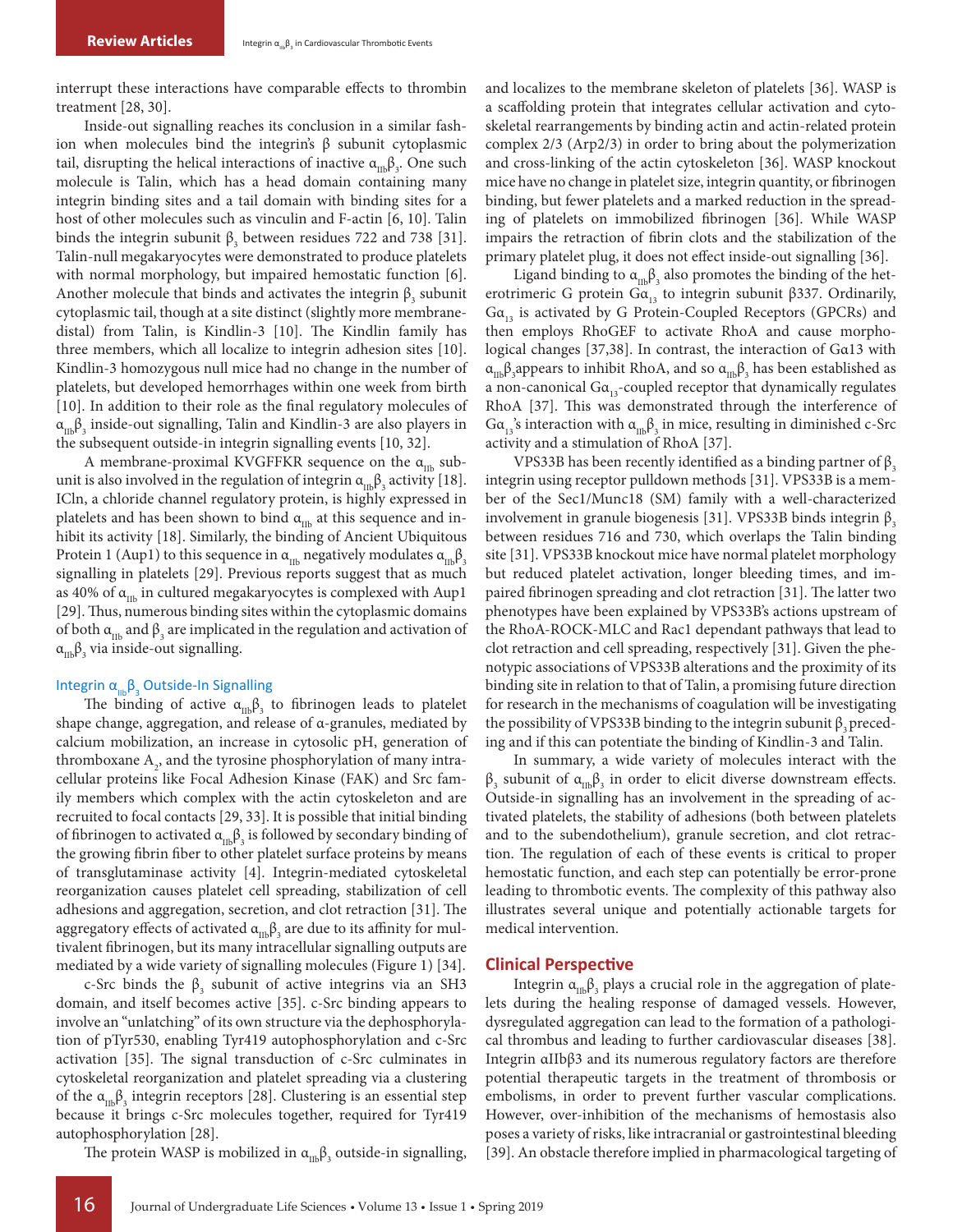interrupt these interactions have comparable effects to thrombin treatment [28, 30].

Inside-out signalling reaches its conclusion in a similar fashion when molecules bind the integrin's β subunit cytoplasmic tail, disrupting the helical interactions of inactive $\alpha_{IIb}\beta_3$. One such molecule is Talin, which has a head domain containing many integrin binding sites and a tail domain with binding sites for a host of other molecules such as vinculin and F-actin [6, 10]. Talin binds the integrin subunit $\beta_3$ between residues 722 and 738 [31]. Talin-null megakaryocytes were demonstrated to produce platelets with normal morphology, but impaired hemostatic function [6]. Another molecule that binds and activates the integrin $\beta_3$ subunit cytoplasmic tail, though at a site distinct (slightly more membrane-distal) from Talin, is Kindlin-3 [10]. The Kindlin family has three members, which all localize to integrin adhesion sites [10]. Kindlin-3 homozygous null mice had no change in the number of platelets, but developed hemorrhages within one week from birth [10]. In addition to their role as the final regulatory molecules of $\alpha_{IIb}\beta_3$ inside-out signalling, Talin and Kindlin-3 are also players in the subsequent outside-in signalling events [10, 32].

A membrane-proximal KVGFFKR sequence on the $\alpha_{IIb}$ subunit is also involved in the regulation of integrin $\alpha_{IIb}\beta_3$ activity [18]. ICln, a chloride channel regulatory protein, is highly expressed in platelets and has been shown to bind $\alpha_{IIb}$ at this sequence and inhibit its activity [18]. Similarly, the binding of Ancient Ubiquitous Protein 1 (Aup1) to this sequence in $\alpha_{IIb}$ negatively modulates $\alpha_{IIb}\beta_3$ signalling in platelets [29]. Previous reports suggest that as much as 40% of $\alpha_{IIb}$ in cultured megakaryocytes is complexed with Aup1 [29]. Thus, numerous binding sites within the cytoplasmic domains of both $\alpha_{IIb}$ and $\beta_3$ are implicated in the regulation and activation of $\alpha_{IIb}\beta_3$ via inside-out signalling.

### Integrin $\alpha_{IIb}\beta_3$ Outside-In Signalling

The binding of active $\alpha_{IIb}\beta_3$ to fibrinogen leads to platelet shape change, aggregation, and release of α-granules, mediated by calcium mobilization, an increase in cytosolic pH, generation of thromboxane $A_2$, and the tyrosine phosphorylation of many intracellular proteins like Focal Adhesion Kinase (FAK) and Src family members which complex with the actin cytoskeleton and are recruited to focal contacts [29, 33]. It is possible that initial binding of fibrinogen to activated $\alpha_{IIb}\beta_3$ is followed by secondary binding of the growing fibrin fiber to other platelet surface proteins by means of transglutaminase activity [4]. Integrin-mediated cytoskeletal reorganization causes platelet cell spreading, stabilization of cell adhesions and aggregation, secretion, and clot retraction [31]. The aggregatory effects of activated $\alpha_{IIb}\beta_3$ are due to its affinity for multivalent fibrinogen, but its many intracellular signalling outputs are mediated by a wide variety of signalling molecules (Figure 1) [34].

c-Src binds the $\beta_3$ subunit of active integrins via an SH3 domain, and itself becomes active [35]. c-Src binding appears to involve an "unlatching" of its own structure via the dephosphorylation of pTyr530, enabling Tyr419 autophosphorylation and c-Src activation [35]. The signal transduction of c-Src culminates in cytoskeletal reorganization and platelet spreading via a clustering of the $\alpha_{IIb}\beta_3$ integrin receptors [28]. Clustering is an essential step because it brings c-Src molecules together, required for Tyr419 autophosphorylation [28].

The protein WASP is mobilized in $\alpha_{IIb}\beta_3$ outside-in signalling, and localizes to the membrane skeleton of platelets [36]. WASP is a scaffolding protein that integrates cellular activation and cytoskeletal rearrangements by binding actin and actin-related protein complex 2/3 (Arp2/3) in order to bring about the polymerization and cross-linking of the actin cytoskeleton [36]. WASP knockout mice have no change in platelet size, integrin quantity, or fibrinogen binding, but fewer platelets and a marked reduction in the spreading of platelets on immobilized fibrinogen [36]. While WASP impairs the retraction of fibrin clots and the stabilization of the primary platelet plug, it does not effect inside-out signalling [36].

Ligand binding to $\alpha_{IIb}\beta_3$ also promotes the binding of the heterotrimeric G protein $G\alpha_{13}$ to integrin subunit β337. Ordinarily, $G\alpha_{13}$ is activated by G Protein-Coupled Receptors (GPCRs) and then employs RhoGEF to activate RhoA and cause morphological changes [37,38]. In contrast, the interaction of Gα13 with $\alpha_{IIb}\beta_3$appears to inhibit RhoA, and so $\alpha_{IIb}\beta_3$ has been established as a non-canonical $G\alpha_{13}$-coupled receptor that dynamically regulates RhoA [37]. This was demonstrated through the interference of $G\alpha_{13}$'s interaction with $\alpha_{IIb}\beta_3$ in mice, resulting in diminished c-Src activity and a stimulation of RhoA [37].

VPS33B has been recently identified as a binding partner of $\beta_3$ integrin using receptor pulldown methods [31]. VPS33B is a member of the Sec1/Munc18 (SM) family with a well-characterized involvement in granule biogenesis [31]. VPS33B binds integrin $\beta_3$ between residues 716 and 730, which overlaps the Talin binding site [31]. VPS33B knockout mice have normal platelet morphology but reduced platelet activation, longer bleeding times, and impaired fibrinogen spreading and clot retraction [31]. The latter two phenotypes have been explained by VPS33B's actions upstream of the RhoA-ROCK-MLC and Rac1 dependant pathways that lead to clot retraction and cell spreading, respectively [31]. Given the phenotypic associations of VPS33B alterations and the proximity of its binding site in relation to that of Talin, a promising future direction for research in the mechanisms of coagulation will be investigating the possibility of VPS33B binding to the integrin subunit $\beta_3$ preceding and if this can potentiate the binding of Kindlin-3 and Talin.

In summary, a wide variety of molecules interact with the $\beta_3$ subunit of $\alpha_{IIb}\beta_3$ in order to elicit diverse downstream effects. Outside-in signalling has an involvement in the spreading of activated platelets, the stability of adhesions (both between platelets and to the subendothelium), granule secretion, and clot retraction. The regulation of each of these events is critical to proper hemostatic function, and each step can potentially be error-prone leading to thrombotic events. The complexity of this pathway also illustrates several unique and potentially actionable targets for medical intervention.

## Clinical Perspective

Integrin $\alpha_{IIb}\beta_3$ plays a crucial role in the aggregation of platelets during the healing response of damaged vessels. However, dysregulated aggregation can lead to the formation of a pathological thrombus and leading to further cardiovascular diseases [38]. Integrin αIIbβ3 and its numerous regulatory factors are therefore potential therapeutic targets in the treatment of thrombosis or embolisms, in order to prevent further vascular complications. However, over-inhibition of the mechanisms of hemostasis also poses a variety of risks, like intracranial or gastrointestinal bleeding [39]. An obstacle therefore implied in pharmacological targeting of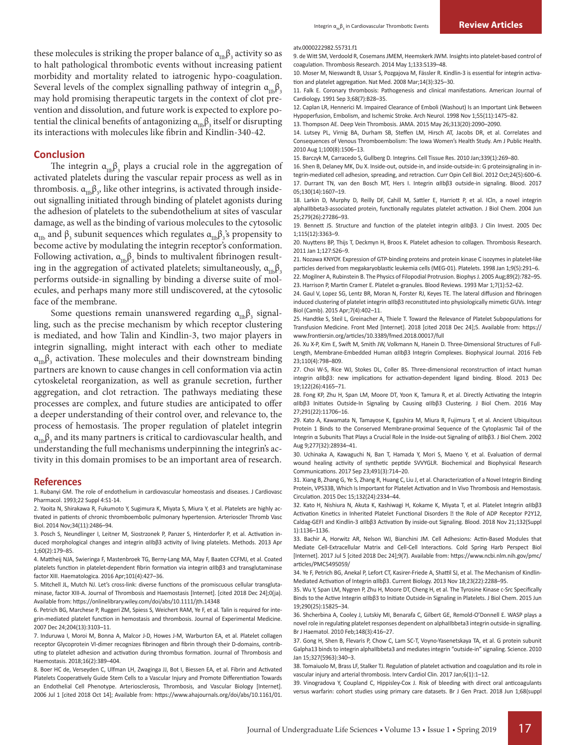these molecules is striking the proper balance of $\alpha_{IIb}\beta_3$ activity so as to halt pathological thrombotic events without increasing patient morbidity and mortality related to iatrogenic hypo-coagulation. Several levels of the complex signalling pathway of integrin $\alpha_{IIb}\beta_3$ may hold promising therapeutic targets in the context of clot prevention and dissolution, and future work is expected to explore potential the clinical benefits of antagonizing $\alpha_{IIb}\beta_3$ itself or disrupting its interactions with molecules like fibrin and Kindlin-340-42.

## Conclusion

The integrin $\alpha_{IIb}\beta_3$ plays a crucial role in the aggregation of activated platelets during the vascular repair process as well as in thrombosis. $\alpha_{IIb}\beta_3$, like other integrins, is activated through inside-out signalling initiated through binding of platelet agonists during the adhesion of platelets to the subendothelium at sites of vascular damage, as well as the binding of various molecules to the cytosolic $\alpha_{IIb}$ and $\beta_3$ subunit sequences which regulates $\alpha_{IIb}\beta_3$'s propensity to become active by modulating the integrin receptor's conformation. Following activation, $\alpha_{IIb}\beta_3$ binds to multivalent fibrinogen resulting in the aggregation of activated platelets; simultaneously, $\alpha_{IIb}\beta_3$ performs outside-in signalling by binding a diverse suite of molecules, and perhaps many more still undiscovered, at the cytosolic face of the membrane.

Some questions remain unanswered regarding $\alpha_{IIb}\beta_3$ signalling, such as the precise mechanism by which receptor clustering is mediated, and how Talin and Kindlin-3, two major players in integrin signalling, might interact with each other to mediate $\alpha_{IIb}\beta_3$ activation. These molecules and their downstream binding partners are known to cause changes in cell conformation via actin cytoskeletal reorganization, as well as granule secretion, further aggregation, and clot retraction. The pathways mediating these processes are complex, and future studies are anticipated to offer a deeper understanding of their control over, and relevance to, the process of hemostasis. The proper regulation of platelet integrin $\alpha_{IIb}\beta_3$ and its many partners is critical to cardiovascular health, and understanding the full mechanisms underpinning the integrin's activity in this domain promises to be an important area of research.

## References

1. Rubanyi GM. The role of endothelium in cardiovascular homeostasis and diseases. J Cardiovasc Pharmacol. 1993;22 Suppl 4:S1-14.
2. Yaoita N, Shirakawa R, Fukumoto Y, Sugimura K, Miyata S, Miura Y, et al. Platelets are highly activated in patients of chronic thromboembolic pulmonary hypertension. Arterioscler Thromb Vasc Biol. 2014 Nov;34(11):2486–94.
3. Posch S, Neundlinger I, Leitner M, Siostrzonek P, Panzer S, Hinterdorfer P, et al. Activation induced morphological changes and integrin αIIbβ3 activity of living platelets. Methods. 2013 Apr 1;60(2):179–85.
4. Mattheij NJA, Swieringa F, Mastenbroek TG, Berny-Lang MA, May F, Baaten CCFMJ, et al. Coated platelets function in platelet-dependent fibrin formation via integrin αIIbβ3 and transglutaminase factor XIII. Haematologica. 2016 Apr;101(4):427–36.
5. Mitchell JL, Mutch NJ. Let's cross-link: diverse functions of the promiscuous cellular transglutaminase, factor XIII-A. Journal of Thrombosis and Haemostasis [Internet]. [cited 2018 Dec 24];0(ja). Available from: https://onlinelibrary.wiley.com/doi/abs/10.1111/jth.14348
6. Petrich BG, Marchese P, Ruggeri ZM, Spiess S, Weichert RAM, Ye F, et al. Talin is required for integrin-mediated platelet function in hemostasis and thrombosis. Journal of Experimental Medicine. 2007 Dec 24;204(13):3103–11.
7. Induruwa I, Moroi M, Bonna A, Malcor J-D, Howes J-M, Warburton EA, et al. Platelet collagen receptor Glycoprotein VI-dimer recognizes fibrinogen and fibrin through their D-domains, contributing to platelet adhesion and activation during thrombus formation. Journal of Thrombosis and Haemostasis. 2018;16(2):389–404.
8. Boer HC de, Verseyden C, Ulfman LH, Zwaginga JJ, Bot I, Biessen EA, et al. Fibrin and Activated Platelets Cooperatively Guide Stem Cells to a Vascular Injury and Promote Differentiation Towards an Endothelial Cell Phenotype. Arteriosclerosis, Thrombosis, and Vascular Biology [Internet]. 2006 Jul 1 [cited 2018 Oct 14]; Available from: https://www.ahajournals.org/doi/abs/10.1161/01.atv.0000222982.55731.f1
9. de Witt SM, Verdoold R, Cosemans JMEM, Heemskerk JWM. Insights into platelet-based control of coagulation. Thrombosis Research. 2014 May 1;133:S139–48.
10. Moser M, Nieswandt B, Ussar S, Pozgajova M, Fässler R. Kindlin-3 is essential for integrin activation and platelet aggregation. Nat Med. 2008 Mar;14(3):325–30.
11. Falk E. Coronary thrombosis: Pathogenesis and clinical manifestations. American Journal of Cardiology. 1991 Sep 3;68(7):B28–35.
12. Caplan LR, Hennerici M. Impaired Clearance of Emboli (Washout) Is an Important Link Between Hypoperfusion, Embolism, and Ischemic Stroke. Arch Neurol. 1998 Nov 1;55(11):1475–82.
13. Thompson AE. Deep Vein Thrombosis. JAMA. 2015 May 26;313(20):2090–2090.
14. Lutsey PL, Virnig BA, Durham SB, Steffen LM, Hirsch AT, Jacobs DR, et al. Correlates and Consequences of Venous Thromboembolism: The Iowa Women's Health Study. Am J Public Health. 2010 Aug 1;100(8):1506–13.
15. Barczyk M, Carracedo S, Gullberg D. Integrins. Cell Tissue Res. 2010 Jan;339(1):269–80.
16. Shen B, Delaney MK, Du X. Inside-out, outside-in, and inside-outside-in: G proteinsignaling in integrin-mediated cell adhesion, spreading, and retraction. Curr Opin Cell Biol. 2012 Oct;24(5):600–6.
17. Durrant TN, van den Bosch MT, Hers I. Integrin αIIbβ3 outside-in signaling. Blood. 2017 05;130(14):1607–19.
18. Larkin D, Murphy D, Reilly DF, Cahill M, Sattler E, Harriott P, et al. ICln, a novel integrin alphaIIbbeta3-associated protein, functionally regulates platelet activation. J Biol Chem. 2004 Jun 25;279(26):27286–93.
19. Bennett JS. Structure and function of the platelet integrin αIIbβ3. J Clin Invest. 2005 Dec 1;115(12):3363–9.
20. Nuyttens BP, Thijs T, Deckmyn H, Broos K. Platelet adhesion to collagen. Thrombosis Research. 2011 Jan 1;127:S26–9.
21. Nozawa KNYOY. Expression of GTP-binding proteins and protein kinase C isozymes in platelet-like particles derived from megakaryoblastic leukemia cells (MEG-01). Platelets. 1998 Jan 1;9(5):291–6.
22. Mogilner A, Rubinstein B. The Physics of Filopodial Protrusion. Biophys J. 2005 Aug;89(2):782–95.
23. Harrison P, Martin Cramer E. Platelet α-granules. Blood Reviews. 1993 Mar 1;7(1):52–62.
24. Gaul V, Lopez SG, Lentz BR, Moran N, Forster RJ, Keyes TE. The lateral diffusion and fibrinogen induced clustering of platelet integrin αIIbβ3 reconstituted into physiologically mimetic GUVs. Integr Biol (Camb). 2015 Apr;7(4):402–11.
25. Handtke S, Steil L, Greinacher A, Thiele T. Toward the Relevance of Platelet Subpopulations for Transfusion Medicine. Front Med [Internet]. 2018 [cited 2018 Dec 24];5. Available from: https://www.frontiersin.org/articles/10.3389/fmed.2018.00017/full
26. Xu X-P, Kim E, Swift M, Smith JW, Volkmann N, Hanein D. Three-Dimensional Structures of Full-Length, Membrane-Embedded Human αIIbβ3 Integrin Complexes. Biophysical Journal. 2016 Feb 23;110(4):798–809.
27. Choi W-S, Rice WJ, Stokes DL, Coller BS. Three-dimensional reconstruction of intact human integrin αIIbβ3: new implications for activation-dependent ligand binding. Blood. 2013 Dec 19;122(26):4165–71.
28. Fong KP, Zhu H, Span LM, Moore DT, Yoon K, Tamura R, et al. Directly Activating the Integrin αIIbβ3 Initiates Outside-In Signaling by Causing αIIbβ3 Clustering. J Biol Chem. 2016 May 27;291(22):11706–16.
29. Kato A, Kawamata N, Tamayose K, Egashira M, Miura R, Fujimura T, et al. Ancient Ubiquitous Protein 1 Binds to the Conserved Membrane-proximal Sequence of the Cytoplasmic Tail of the Integrin α Subunits That Plays a Crucial Role in the Inside-out Signaling of αIIbβ3. J Biol Chem. 2002 Aug 9;277(32):28934–41.
30. Uchinaka A, Kawaguchi N, Ban T, Hamada Y, Mori S, Maeno Y, et al. Evaluation of dermal wound healing activity of synthetic peptide SVVYGLR. Biochemical and Biophysical Research Communications. 2017 Sep 23;491(3):714–20.
31. Xiang B, Zhang G, Ye S, Zhang R, Huang C, Liu J, et al. Characterization of a Novel Integrin Binding Protein, VPS33B, Which Is Important for Platelet Activation and In Vivo Thrombosis and Hemostasis. Circulation. 2015 Dec 15;132(24):2334–44.
32. Kato H, Nishiura N, Akuta K, Kashiwagi H, Kokame K, Miyata T, et al. Platelet Integrin αIIbβ3 Activation Kinetics in Inherited Platelet Functional Disorders ▯ the Role of ADP Receptor P2Y12, Caldag-GEFI and Kindlin-3 αIIbβ3 Activation By inside-out Signaling. Blood. 2018 Nov 21;132(Suppl 1):1136–1136.
33. Bachir A, Horwitz AR, Nelson WJ, Bianchini JM. Cell Adhesions: Actin-Based Modules that Mediate Cell-Extracellular Matrix and Cell-Cell Interactions. Cold Spring Harb Perspect Biol [Internet]. 2017 Jul 5 [cited 2018 Dec 24];9(7). Available from: https://www.ncbi.nlm.nih.gov/pmc/articles/PMC5495059/
34. Ye F, Petrich BG, Anekal P, Lefort CT, Kasirer-Friede A, Shattil SJ, et al. The Mechanism of Kindlin-Mediated Activation of Integrin αIIbβ3. Current Biology. 2013 Nov 18;23(22):2288–95.
35. Wu Y, Span LM, Nygren P, Zhu H, Moore DT, Cheng H, et al. The Tyrosine Kinase c-Src Specifically Binds to the Active Integrin αIIbβ3 to Initiate Outside-in Signaling in Platelets. J Biol Chem. 2015 Jun 19;290(25):15825–34.
36. Shcherbina A, Cooley J, Lutskiy MI, Benarafa C, Gilbert GE, Remold-O'Donnell E. WASP plays a novel role in regulating platelet responses dependent on alphaIIbbeta3 integrin outside-in signalling. Br J Haematol. 2010 Feb;148(3):416–27.
37. Gong H, Shen B, Flevaris P, Chow C, Lam SC-T, Voyno-Yasenetskaya TA, et al. G protein subunit Galpha13 binds to integrin alphaIIbbeta3 and mediates integrin "outside-in" signaling. Science. 2010 Jan 15;327(5963):340–3.
38. Tomaiuolo M, Brass LF, Stalker TJ. Regulation of platelet activation and coagulation and its role in vascular injury and arterial thrombosis. Interv Cardiol Clin. 2017 Jan;6(1):1–12.
39. Vinogradova Y, Coupland C, Hippisley-Cox J. Risk of bleeding with direct oral anticoagulants versus warfarin: cohort studies using primary care datasets. Br J Gen Pract. 2018 Jun 1;68(suppl